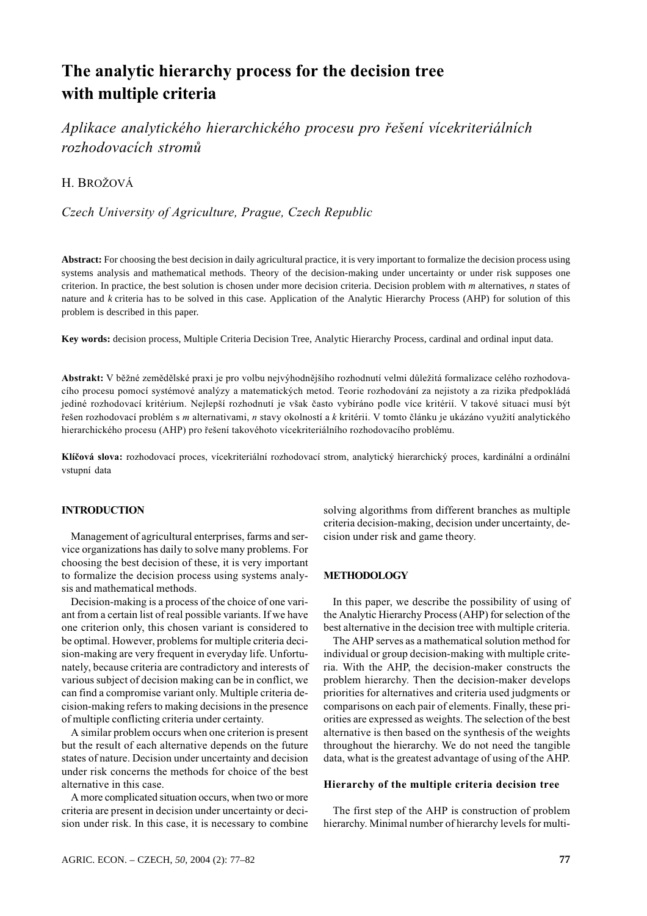# The analytic hierarchy process for the decision tree with multiple criteria

*Aplikace analytického hierarchického procesu pro řešení vícekriteriálních rozhodovacích stromů*

H. Brožová

*Czech University of Agriculture, Prague, Czech Republic*

**Abstract:** For choosing the best decision in daily agricultural practice, it is very important to formalize the decision process using systems analysis and mathematical methods. Theory of the decision-making under uncertainty or under risk supposes one criterion. In practice, the best solution is chosen under more decision criteria. Decision problem with *m* alternatives, *n* states of nature and *k* criteria has to be solved in this case. Application of the Analytic Hierarchy Process (AHP) for solution of this problem is described in this paper.

**Key words:** decision process, Multiple Criteria Decision Tree, Analytic Hierarchy Process, cardinal and ordinal input data.

**Abstrakt:** V běžné zemědělské praxi je pro volbu nejvýhodnějšího rozhodnutí velmi důležitá formalizace celého rozhodovacího procesu pomocí systémové analýzy a matematických metod. Teorie rozhodování za nejistoty a za rizika předpokládá jediné rozhodovací kritérium. Nejlepší rozhodnutí je však často vybíráno podle více kritérií. V takové situaci musí být řešen rozhodovací problém s *m* alternativami, *n* stavy okolností a *k* kritérii. V tomto článku je ukázáno využití analytického hierarchického procesu (AHP) pro řešení takovéhoto vícekriteriálního rozhodovacího problému.

**Klíčová slova:** rozhodovací proces, vícekriteriální rozhodovací strom, analytický hierarchický proces, kardinální a ordinální vstupní data

## INTRODUCTION

Management of agricultural enterprises, farms and service organizations has daily to solve many problems. For choosing the best decision of these, it is very important to formalize the decision process using systems analysis and mathematical methods.

Decision-making is a process of the choice of one variant from a certain list of real possible variants. If we have one criterion only, this chosen variant is considered to be optimal. However, problems for multiple criteria decision-making are very frequent in everyday life. Unfortunately, because criteria are contradictory and interests of various subject of decision making can be in conflict, we can find a compromise variant only. Multiple criteria decision-making refers to making decisions in the presence of multiple conflicting criteria under certainty.

A similar problem occurs when one criterion is present but the result of each alternative depends on the future states of nature. Decision under uncertainty and decision under risk concerns the methods for choice of the best alternative in this case.

A more complicated situation occurs, when two or more criteria are present in decision under uncertainty or decision under risk. In this case, it is necessary to combine solving algorithms from different branches as multiple criteria decision-making, decision under uncertainty, decision under risk and game theory.

## METHODOLOGY

In this paper, we describe the possibility of using of the Analytic Hierarchy Process (AHP) for selection of the best alternative in the decision tree with multiple criteria.

The AHP serves as a mathematical solution method for individual or group decision-making with multiple criteria. With the AHP, the decision-maker constructs the problem hierarchy. Then the decision-maker develops priorities for alternatives and criteria used judgments or comparisons on each pair of elements. Finally, these priorities are expressed as weights. The selection of the best alternative is then based on the synthesis of the weights throughout the hierarchy. We do not need the tangible data, what is the greatest advantage of using of the AHP.

### Hierarchy of the multiple criteria decision tree

The first step of the AHP is construction of problem hierarchy. Minimal number of hierarchy levels for multi-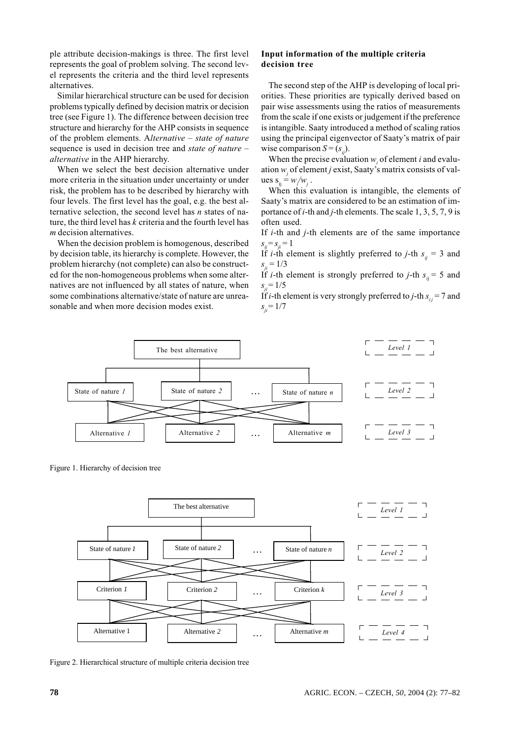ple attribute decision-makings is three. The first level represents the goal of problem solving. The second level represents the criteria and the third level represents alternatives.

Similar hierarchical structure can be used for decision problems typically defined by decision matrix or decision tree (see Figure 1). The difference between decision tree structure and hierarchy for the AHP consists in sequence of the problem elements. A*lternative – state of nature* sequence is used in decision tree and *state of nature – alternative* in the AHP hierarchy.

When we select the best decision alternative under more criteria in the situation under uncertainty or under risk, the problem has to be described by hierarchy with four levels. The first level has the goal, e.g. the best alternative selection, the second level has *n* states of nature, the third level has *k* criteria and the fourth level has *m* decision alternatives.

When the decision problem is homogenous, described by decision table, its hierarchy is complete. However, the problem hierarchy (not complete) can also be constructed for the non-homogeneous problems when some alternatives are not influenced by all states of nature, when some combinations alternative/state of nature are unreasonable and when more decision modes exist.

**Input information of the multiple criteria decision tree**

The second step of the AHP is developing of local priorities. These priorities are typically derived based on pair wise assessments using the ratios of measurements from the scale if one exists or judgement if the preference is intangible. Saaty introduced a method of scaling ratios using the principal eigenvector of Saaty's matrix of pair wise comparison $S = (s_{ij})$.

When the precise evaluation $w_i$ of element *i* and evaluation $w_j$ of element *j* exist, Saaty's matrix consists of values $s_{ij} = w_i/w_j$.

When this evaluation is intangible, the elements of Saaty's matrix are considered to be an estimation of importance of *i*-th and *j*-th elements. The scale 1, 3, 5, 7, 9 is often used.

If *i*-th and *j*-th elements are of the same importance $s_{ij} = s_{ji} = 1$

If *i*-th element is slightly preferred to *j*-th $s_{ij} = 3$ and $s_{ji} = 1/3$

If *i*-th element is strongly preferred to *j*-th $s_{ij} = 5$ and $s_{ji} = 1/5$

If *i*-th element is very strongly preferred to *j*-th $s_{ij} = 7$ and $s_{ji} = 1/7$

Figure 1. Hierarchy of decision tree

Figure 2. Hierarchical structure of multiple criteria decision tree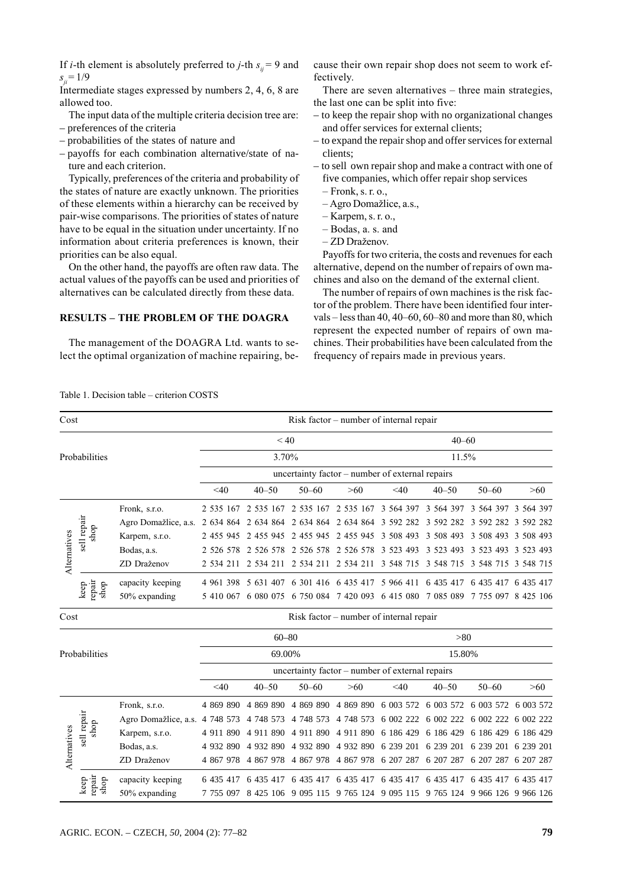If $i$-th element is absolutely preferred to $j$-th $s_{ij} = 9$ and $s_{ji} = 1/9$

Intermediate stages expressed by numbers 2, 4, 6, 8 are allowed too.

The input data of the multiple criteria decision tree are:
- preferences of the criteria
- probabilities of the states of nature and
- payoffs for each combination alternative/state of nature and each criterion.

Typically, preferences of the criteria and probability of the states of nature are exactly unknown. The priorities of these elements within a hierarchy can be received by pair-wise comparisons. The priorities of states of nature have to be equal in the situation under uncertainty. If no information about criteria preferences is known, their priorities can be also equal.

On the other hand, the payoffs are often raw data. The actual values of the payoffs can be used and priorities of alternatives can be calculated directly from these data.

## RESULTS – THE PROBLEM OF THE DOAGRA

The management of the DOAGRA Ltd. wants to select the optimal organization of machine repairing, because their own repair shop does not seem to work effectively.

There are seven alternatives – three main strategies, the last one can be split into five:
- to keep the repair shop with no organizational changes and offer services for external clients;
- to expand the repair shop and offer services for external clients;
- to sell own repair shop and make a contract with one of five companies, which offer repair shop services
  - Fronk, s. r. o.,
  - Agro Domažlice, a.s.,
  - Karpem, s. r. o.,
  - Bodas, a. s. and
  - ZD Draženov.

Payoffs for two criteria, the costs and revenues for each alternative, depend on the number of repairs of own machines and also on the demand of the external client.

The number of repairs of own machines is the risk factor of the problem. There have been identified four intervals – less than 40, 40–60, 60–80 and more than 80, which represent the expected number of repairs of own machines. Their probabilities have been calculated from the frequency of repairs made in previous years.

Table 1. Decision table – criterion COSTS

| Cost | | | Risk factor – number of internal repair | | | | | | | |
|---|---|---|---|---|---|---|---|---|---|---|
| | | | < 40 | | | | 40–60 | | | |
| Probabilities | | | 3.70% | | | | 11.5% | | | |
| | | | uncertainty factor – number of external repairs | | | | | | | |
| | | | <40 | 40–50 | 50–60 | >60 | <40 | 40–50 | 50–60 | >60 |
| Alternatives | sell repair shop | Fronk, s.r.o. | 2 535 167 | 2 535 167 | 2 535 167 | 2 535 167 | 3 564 397 | 3 564 397 | 3 564 397 | 3 564 397 |
| | | Agro Domažlice, a.s. | 2 634 864 | 2 634 864 | 2 634 864 | 2 634 864 | 3 592 282 | 3 592 282 | 3 592 282 | 3 592 282 |
| | | Karpem, s.r.o. | 2 455 945 | 2 455 945 | 2 455 945 | 2 455 945 | 3 508 493 | 3 508 493 | 3 508 493 | 3 508 493 |
| | | Bodas, a.s. | 2 526 578 | 2 526 578 | 2 526 578 | 2 526 578 | 3 523 493 | 3 523 493 | 3 523 493 | 3 523 493 |
| | | ZD Draženov | 2 534 211 | 2 534 211 | 2 534 211 | 2 534 211 | 3 548 715 | 3 548 715 | 3 548 715 | 3 548 715 |
| | keep repair shop | capacity keeping | 4 961 398 | 5 631 407 | 6 301 416 | 6 435 417 | 5 966 411 | 6 435 417 | 6 435 417 | 6 435 417 |
| | | 50% expanding | 5 410 067 | 6 080 075 | 6 750 084 | 7 420 093 | 6 415 080 | 7 085 089 | 7 755 097 | 8 425 106 |
| Cost | | | Risk factor – number of internal repair | | | | | | | |
| | | | 60–80 | | | | >80 | | | |
| Probabilities | | | 69.00% | | | | 15.80% | | | |
| | | | uncertainty factor – number of external repairs | | | | | | | |
| | | | <40 | 40–50 | 50–60 | >60 | <40 | 40–50 | 50–60 | >60 |
| Alternatives | sell repair shop | Fronk, s.r.o. | 4 869 890 | 4 869 890 | 4 869 890 | 4 869 890 | 6 003 572 | 6 003 572 | 6 003 572 | 6 003 572 |
| | | Agro Domažlice, a.s. | 4 748 573 | 4 748 573 | 4 748 573 | 4 748 573 | 6 002 222 | 6 002 222 | 6 002 222 | 6 002 222 |
| | | Karpem, s.r.o. | 4 911 890 | 4 911 890 | 4 911 890 | 4 911 890 | 6 186 429 | 6 186 429 | 6 186 429 | 6 186 429 |
| | | Bodas, a.s. | 4 932 890 | 4 932 890 | 4 932 890 | 4 932 890 | 6 239 201 | 6 239 201 | 6 239 201 | 6 239 201 |
| | | ZD Draženov | 4 867 978 | 4 867 978 | 4 867 978 | 4 867 978 | 6 207 287 | 6 207 287 | 6 207 287 | 6 207 287 |
| | keep repair shop | capacity keeping | 6 435 417 | 6 435 417 | 6 435 417 | 6 435 417 | 6 435 417 | 6 435 417 | 6 435 417 | 6 435 417 |
| | | 50% expanding | 7 755 097 | 8 425 106 | 9 095 115 | 9 765 124 | 9 095 115 | 9 765 124 | 9 966 126 | 9 966 126 |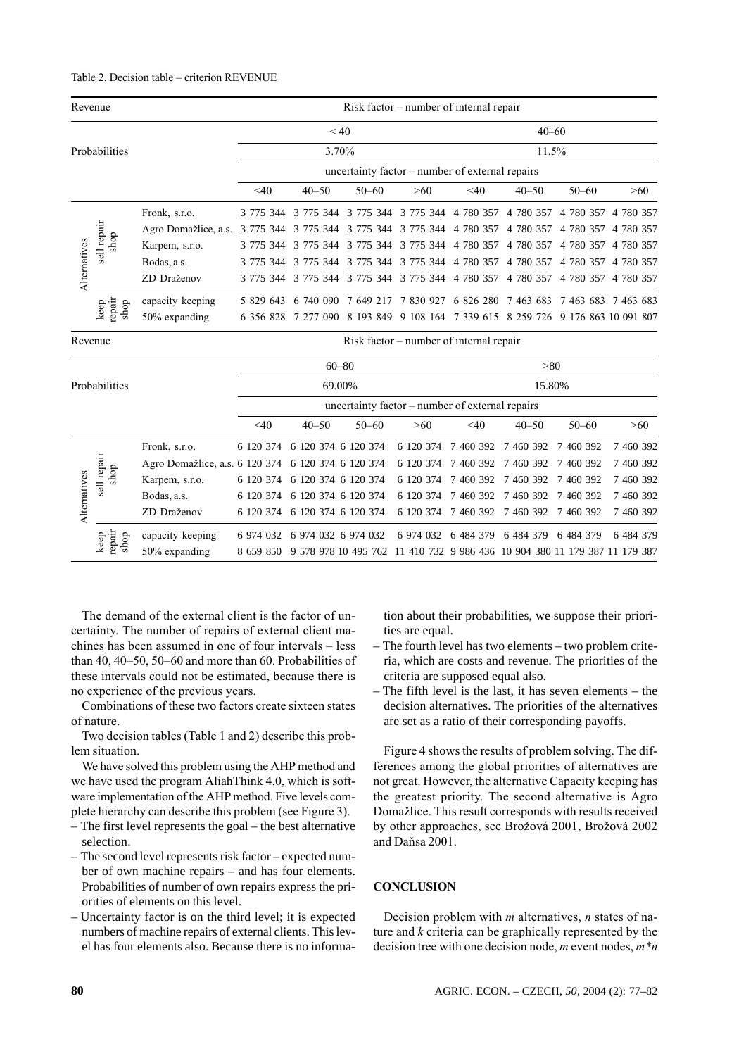Table 2. Decision table – criterion REVENUE

| Revenue | | | Risk factor – number of internal repair | | | | | | | |
|---|---|---|---|---|---|---|---|---|---|---|
| | | | < 40 | | | | 40–60 | | | |
| Probabilities | | | 3.70% | | | | 11.5% | | | |
| | | | uncertainty factor – number of external repairs | | | | | | | |
| | | | <40 | 40–50 | 50–60 | >60 | <40 | 40–50 | 50–60 | >60 |
| Alternatives | sell repair shop | Fronk, s.r.o. | 3 775 344 | 3 775 344 | 3 775 344 | 3 775 344 | 4 780 357 | 4 780 357 | 4 780 357 | 4 780 357 |
| | | Agro Domažlice, a.s. | 3 775 344 | 3 775 344 | 3 775 344 | 3 775 344 | 4 780 357 | 4 780 357 | 4 780 357 | 4 780 357 |
| | | Karpem, s.r.o. | 3 775 344 | 3 775 344 | 3 775 344 | 3 775 344 | 4 780 357 | 4 780 357 | 4 780 357 | 4 780 357 |
| | | Bodas, a.s. | 3 775 344 | 3 775 344 | 3 775 344 | 3 775 344 | 4 780 357 | 4 780 357 | 4 780 357 | 4 780 357 |
| | | ZD Draženov | 3 775 344 | 3 775 344 | 3 775 344 | 3 775 344 | 4 780 357 | 4 780 357 | 4 780 357 | 4 780 357 |
| | keep repair shop | capacity keeping | 5 829 643 | 6 740 090 | 7 649 217 | 7 830 927 | 6 826 280 | 7 463 683 | 7 463 683 | 7 463 683 |
| | | 50% expanding | 6 356 828 | 7 277 090 | 8 193 849 | 9 108 164 | 7 339 615 | 8 259 726 | 9 176 863 | 10 091 807 |
| Revenue | | | Risk factor – number of internal repair | | | | | | | |
| | | | 60–80 | | | | >80 | | | |
| Probabilities | | | 69.00% | | | | 15.80% | | | |
| | | | uncertainty factor – number of external repairs | | | | | | | |
| | | | <40 | 40–50 | 50–60 | >60 | <40 | 40–50 | 50–60 | >60 |
| Alternatives | sell repair shop | Fronk, s.r.o. | 6 120 374 | 6 120 374 | 6 120 374 | 6 120 374 | 7 460 392 | 7 460 392 | 7 460 392 | 7 460 392 |
| | | Agro Domažlice, a.s. | 6 120 374 | 6 120 374 | 6 120 374 | 6 120 374 | 7 460 392 | 7 460 392 | 7 460 392 | 7 460 392 |
| | | Karpem, s.r.o. | 6 120 374 | 6 120 374 | 6 120 374 | 6 120 374 | 7 460 392 | 7 460 392 | 7 460 392 | 7 460 392 |
| | | Bodas, a.s. | 6 120 374 | 6 120 374 | 6 120 374 | 6 120 374 | 7 460 392 | 7 460 392 | 7 460 392 | 7 460 392 |
| | | ZD Draženov | 6 120 374 | 6 120 374 | 6 120 374 | 6 120 374 | 7 460 392 | 7 460 392 | 7 460 392 | 7 460 392 |
| | keep repair shop | capacity keeping | 6 974 032 | 6 974 032 | 6 974 032 | 6 974 032 | 6 484 379 | 6 484 379 | 6 484 379 | 6 484 379 |
| | | 50% expanding | 8 659 850 | 9 578 978 | 10 495 762 | 11 410 732 | 9 986 436 | 10 904 380 | 11 179 387 | 11 179 387 |

The demand of the external client is the factor of uncertainty. The number of repairs of external client machines has been assumed in one of four intervals – less than 40, 40–50, 50–60 and more than 60. Probabilities of these intervals could not be estimated, because there is no experience of the previous years.

Combinations of these two factors create sixteen states of nature.

Two decision tables (Table 1 and 2) describe this problem situation.

We have solved this problem using the AHP method and we have used the program AliahThink 4.0, which is software implementation of the AHP method. Five levels complete hierarchy can describe this problem (see Figure 3).

- The first level represents the goal – the best alternative selection.
- The second level represents risk factor – expected number of own machine repairs – and has four elements. Probabilities of number of own repairs express the priorities of elements on this level.
- Uncertainty factor is on the third level; it is expected numbers of machine repairs of external clients. This level has four elements also. Because there is no information about their probabilities, we suppose their priorities are equal.
- The fourth level has two elements – two problem criteria, which are costs and revenue. The priorities of the criteria are supposed equal also.
- The fifth level is the last, it has seven elements – the decision alternatives. The priorities of the alternatives are set as a ratio of their corresponding payoffs.

Figure 4 shows the results of problem solving. The differences among the global priorities of alternatives are not great. However, the alternative Capacity keeping has the greatest priority. The second alternative is Agro Domažlice. This result corresponds with results received by other approaches, see Brožová 2001, Brožová 2002 and Daňsa 2001.

## CONCLUSION

Decision problem with *m* alternatives, *n* states of nature and *k* criteria can be graphically represented by the decision tree with one decision node, *m* event nodes, $m*n$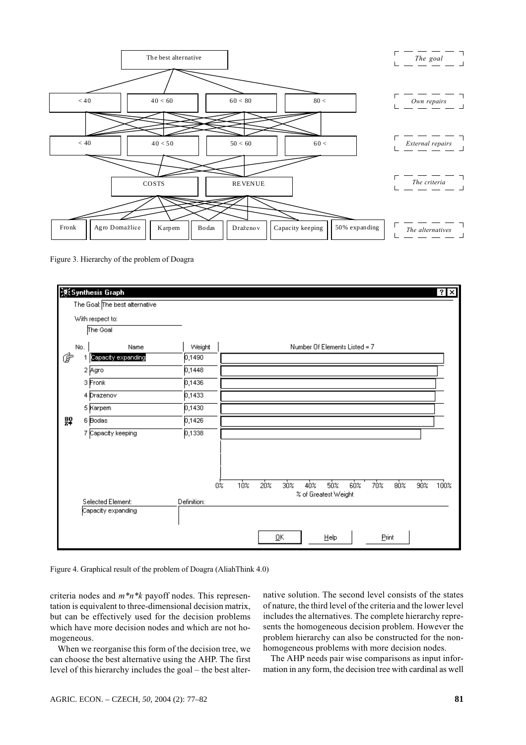Figure 3. Hierarchy of the problem of Doagra

Figure 4. Graphical result of the problem of Doagra (AliahThink 4.0)

criteria nodes and $m*n*k$ payoff nodes. This representation is equivalent to three-dimensional decision matrix, but can be effectively used for the decision problems which have more decision nodes and which are not homogeneous.

When we reorganise this form of the decision tree, we can choose the best alternative using the AHP. The first level of this hierarchy includes the goal – the best alternative solution. The second level consists of the states of nature, the third level of the criteria and the lower level includes the alternatives. The complete hierarchy represents the homogeneous decision problem. However the problem hierarchy can also be constructed for the non-homogeneous problems with more decision nodes.

The AHP needs pair wise comparisons as input information in any form, the decision tree with cardinal as well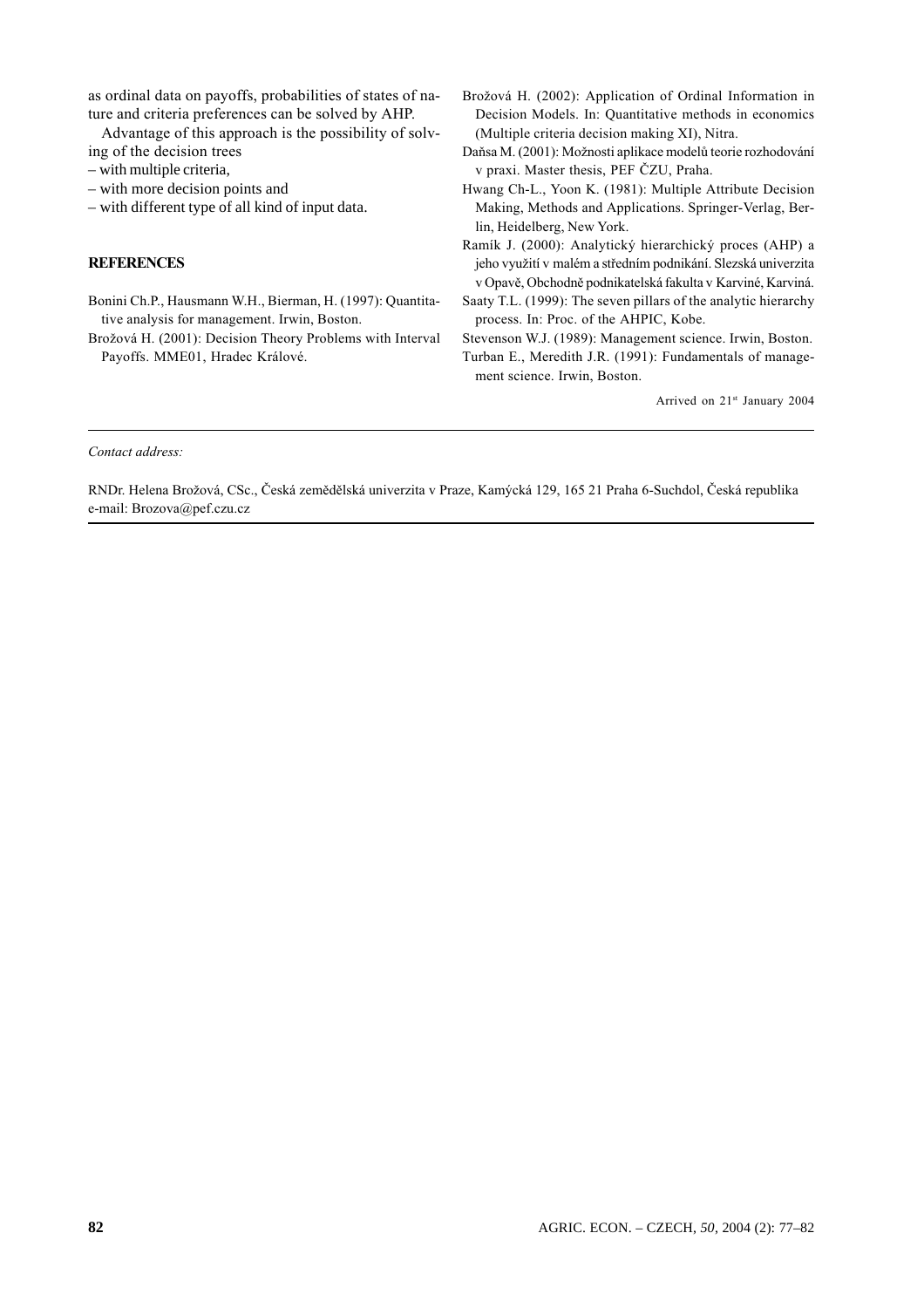as ordinal data on payoffs, probabilities of states of nature and criteria preferences can be solved by AHP.

Advantage of this approach is the possibility of solving of the decision trees

– with multiple criteria,
– with more decision points and
– with different type of all kind of input data.

## REFERENCES

Bonini Ch.P., Hausmann W.H., Bierman, H. (1997): Quantitative analysis for management. Irwin, Boston.

Brožová H. (2001): Decision Theory Problems with Interval Payoffs. MME01, Hradec Králové.

Brožová H. (2002): Application of Ordinal Information in Decision Models. In: Quantitative methods in economics (Multiple criteria decision making XI), Nitra.

Daňsa M. (2001): Možnosti aplikace modelů teorie rozhodování v praxi. Master thesis, PEF ČZU, Praha.

Hwang Ch-L., Yoon K. (1981): Multiple Attribute Decision Making, Methods and Applications. Springer-Verlag, Berlin, Heidelberg, New York.

Ramík J. (2000): Analytický hierarchický proces (AHP) a jeho využití v malém a středním podnikání. Slezská univerzita v Opavě, Obchodně podnikatelská fakulta v Karviné, Karviná.

Saaty T.L. (1999): The seven pillars of the analytic hierarchy process. In: Proc. of the AHPIC, Kobe.

Stevenson W.J. (1989): Management science. Irwin, Boston.

Turban E., Meredith J.R. (1991): Fundamentals of management science. Irwin, Boston.

Arrived on 21[st] January 2004

*Contact address:*

RNDr. Helena Brožová, CSc., Česká zemědělská univerzita v Praze, Kamýcká 129, 165 21 Praha 6-Suchdol, Česká republika
e-mail: Brozova@pef.czu.cz